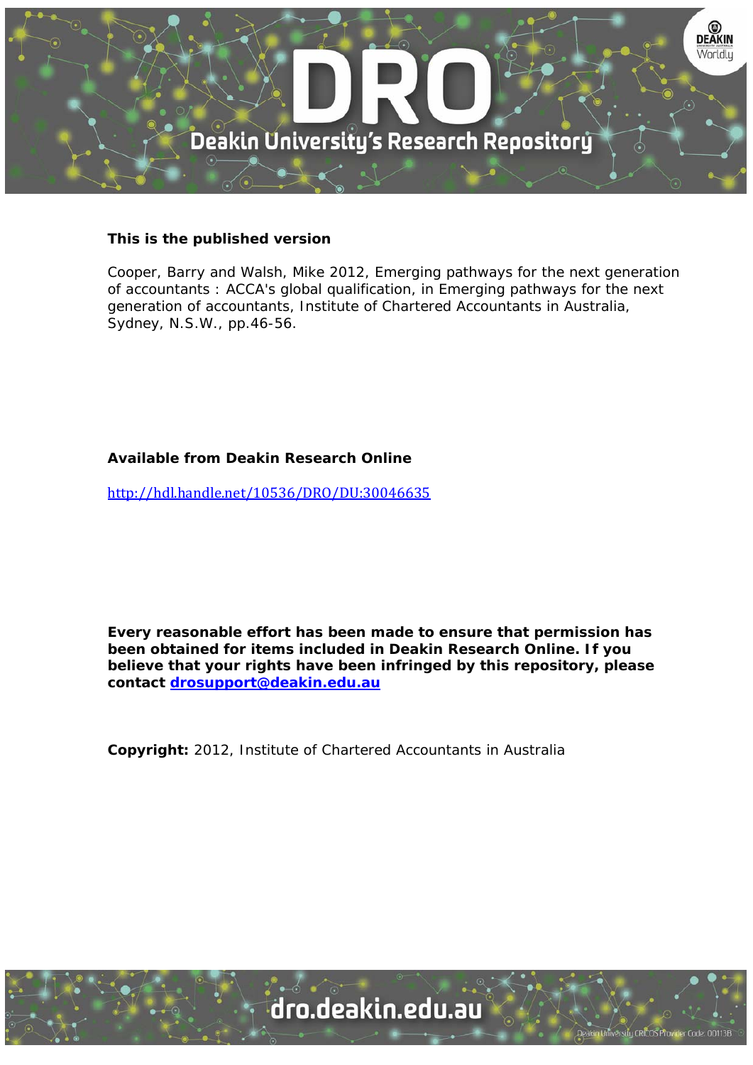**This is the published version**

Cooper, Barry and Walsh, Mike 2012, Emerging pathways for the next generation of accountants : ACCA's global qualification, in Emerging pathways for the next generation of accountants, Institute of Chartered Accountants in Australia, Sydney, N.S.W., pp.46-56.

**Available from Deakin Research Online**

http://hdl.handle.net/10536/DRO/DU:30046635

**Every reasonable effort has been made to ensure that permission has been obtained for items included in Deakin Research Online. If you believe that your rights have been infringed by this repository, please contact drosupport@deakin.edu.au**

**Copyright:** 2012, Institute of Chartered Accountants in Australia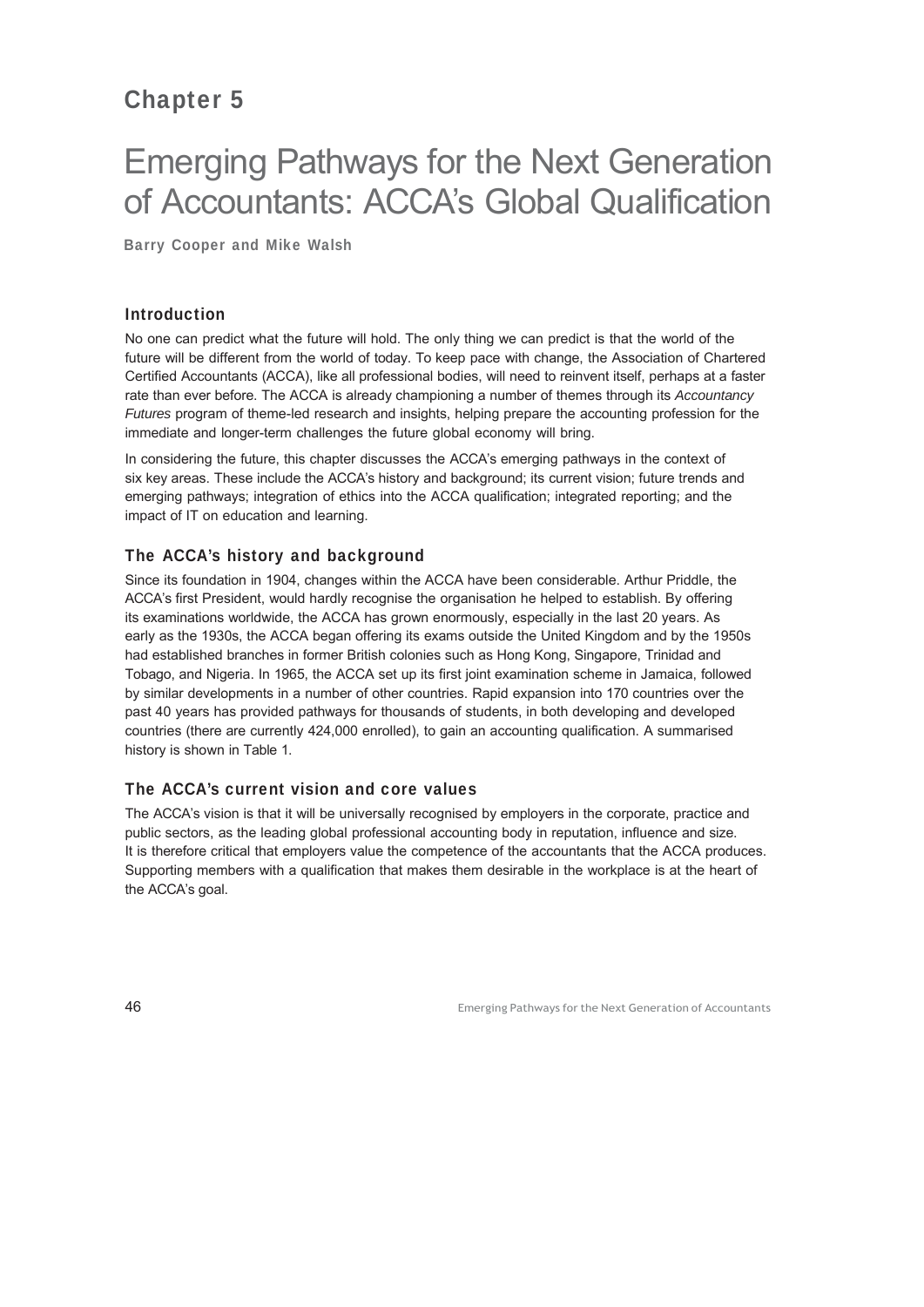# Chapter 5

# Emerging Pathways for the Next Generation of Accountants: ACCA's Global Qualification

**Barry Cooper and Mike Walsh**

## Introduction

No one can predict what the future will hold. The only thing we can predict is that the world of the future will be different from the world of today. To keep pace with change, the Association of Chartered Certified Accountants (ACCA), like all professional bodies, will need to reinvent itself, perhaps at a faster rate than ever before. The ACCA is already championing a number of themes through its *Accountancy Futures* program of theme-led research and insights, helping prepare the accounting profession for the immediate and longer-term challenges the future global economy will bring.

In considering the future, this chapter discusses the ACCA's emerging pathways in the context of six key areas. These include the ACCA's history and background; its current vision; future trends and emerging pathways; integration of ethics into the ACCA qualification; integrated reporting; and the impact of IT on education and learning.

## The ACCA's history and background

Since its foundation in 1904, changes within the ACCA have been considerable. Arthur Priddle, the ACCA's first President, would hardly recognise the organisation he helped to establish. By offering its examinations worldwide, the ACCA has grown enormously, especially in the last 20 years. As early as the 1930s, the ACCA began offering its exams outside the United Kingdom and by the 1950s had established branches in former British colonies such as Hong Kong, Singapore, Trinidad and Tobago, and Nigeria. In 1965, the ACCA set up its first joint examination scheme in Jamaica, followed by similar developments in a number of other countries. Rapid expansion into 170 countries over the past 40 years has provided pathways for thousands of students, in both developing and developed countries (there are currently 424,000 enrolled), to gain an accounting qualification. A summarised history is shown in Table 1.

## The ACCA's current vision and core values

The ACCA's vision is that it will be universally recognised by employers in the corporate, practice and public sectors, as the leading global professional accounting body in reputation, influence and size. It is therefore critical that employers value the competence of the accountants that the ACCA produces. Supporting members with a qualification that makes them desirable in the workplace is at the heart of the ACCA's goal.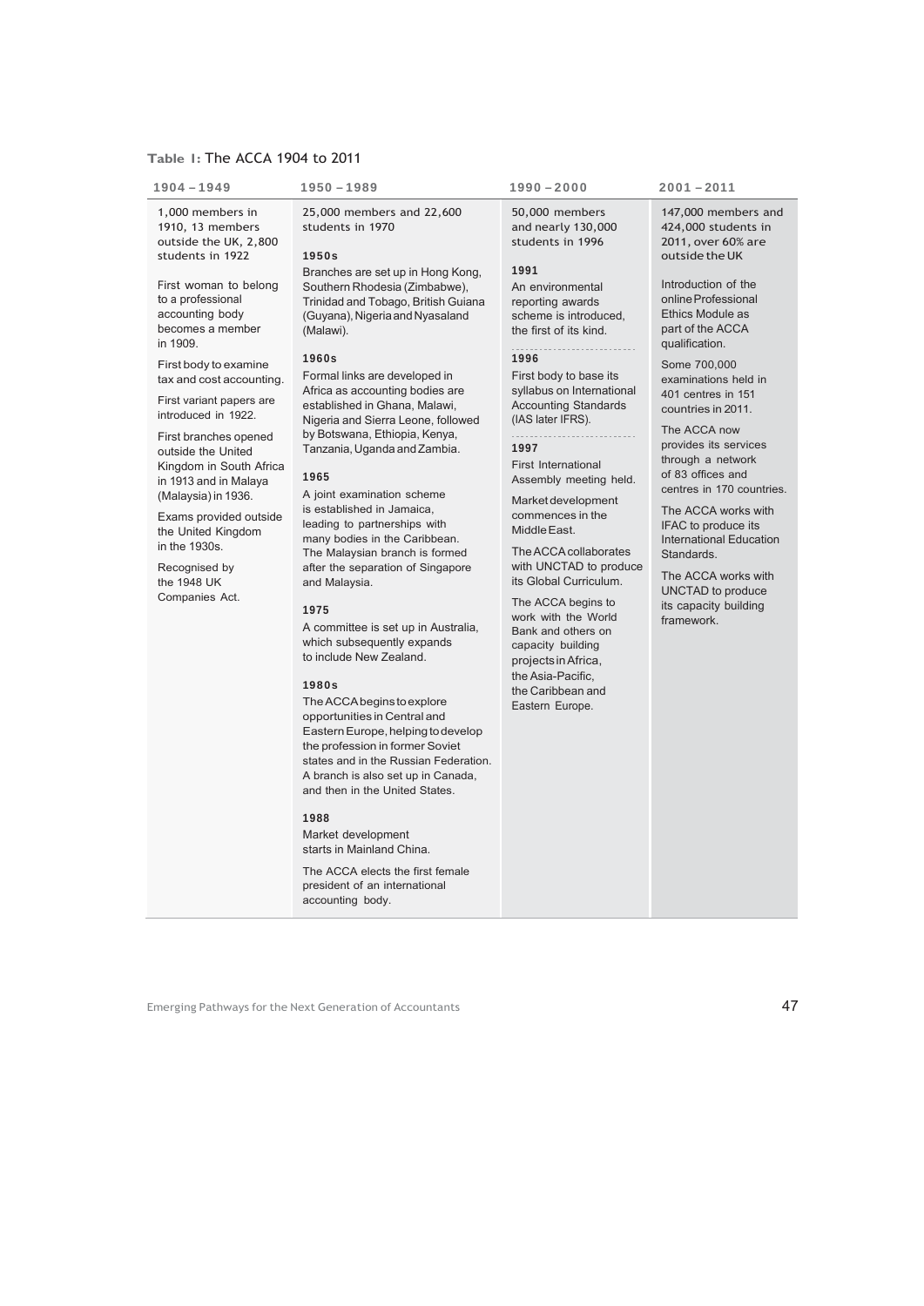**Table 1:** The ACCA 1904 to 2011

| 1904 – 1949 | 1950 – 1989 | 1990 – 2000 | 2001 – 2011 |
|---|---|---|---|
| 1,000 members in 1910, 13 members outside the UK, 2,800 students in 1922<br><br>First woman to belong to a professional accounting body becomes a member in 1909.<br><br>First body to examine tax and cost accounting.<br><br>First variant papers are introduced in 1922.<br><br>First branches opened outside the United Kingdom in South Africa in 1913 and in Malaya (Malaysia) in 1936.<br><br>Exams provided outside the United Kingdom in the 1930s.<br><br>Recognised by the 1948 UK Companies Act. | 25,000 members and 22,600 students in 1970<br><br>**1950s**<br>Branches are set up in Hong Kong, Southern Rhodesia (Zimbabwe), Trinidad and Tobago, British Guiana (Guyana), Nigeria and Nyasaland (Malawi).<br><br>**1960s**<br>Formal links are developed in Africa as accounting bodies are established in Ghana, Malawi, Nigeria and Sierra Leone, followed by Botswana, Ethiopia, Kenya, Tanzania, Uganda and Zambia.<br><br>**1965**<br>A joint examination scheme is established in Jamaica, leading to partnerships with many bodies in the Caribbean. The Malaysian branch is formed after the separation of Singapore and Malaysia.<br><br>**1975**<br>A committee is set up in Australia, which subsequently expands to include New Zealand.<br><br>**1980s**<br>The ACCA begins to explore opportunities in Central and Eastern Europe, helping to develop the profession in former Soviet states and in the Russian Federation. A branch is also set up in Canada, and then in the United States.<br><br>**1988**<br>Market development starts in Mainland China.<br><br>The ACCA elects the first female president of an international accounting body. | 50,000 members and nearly 130,000 students in 1996<br><br>**1991**<br>An environmental reporting awards scheme is introduced, the first of its kind.<br><br>**1996**<br>First body to base its syllabus on International Accounting Standards (IAS later IFRS).<br><br>**1997**<br>First International Assembly meeting held.<br><br>Market development commences in the Middle East.<br><br>The ACCA collaborates with UNCTAD to produce its Global Curriculum.<br><br>The ACCA begins to work with the World Bank and others on capacity building projects in Africa, the Asia-Pacific, the Caribbean and Eastern Europe. | 147,000 members and 424,000 students in 2011, over 60% are outside the UK<br><br>Introduction of the online Professional Ethics Module as part of the ACCA qualification.<br><br>Some 700,000 examinations held in 401 centres in 151 countries in 2011.<br><br>The ACCA now provides its services through a network of 83 offices and centres in 170 countries.<br><br>The ACCA works with IFAC to produce its International Education Standards.<br><br>The ACCA works with UNCTAD to produce its capacity building framework. |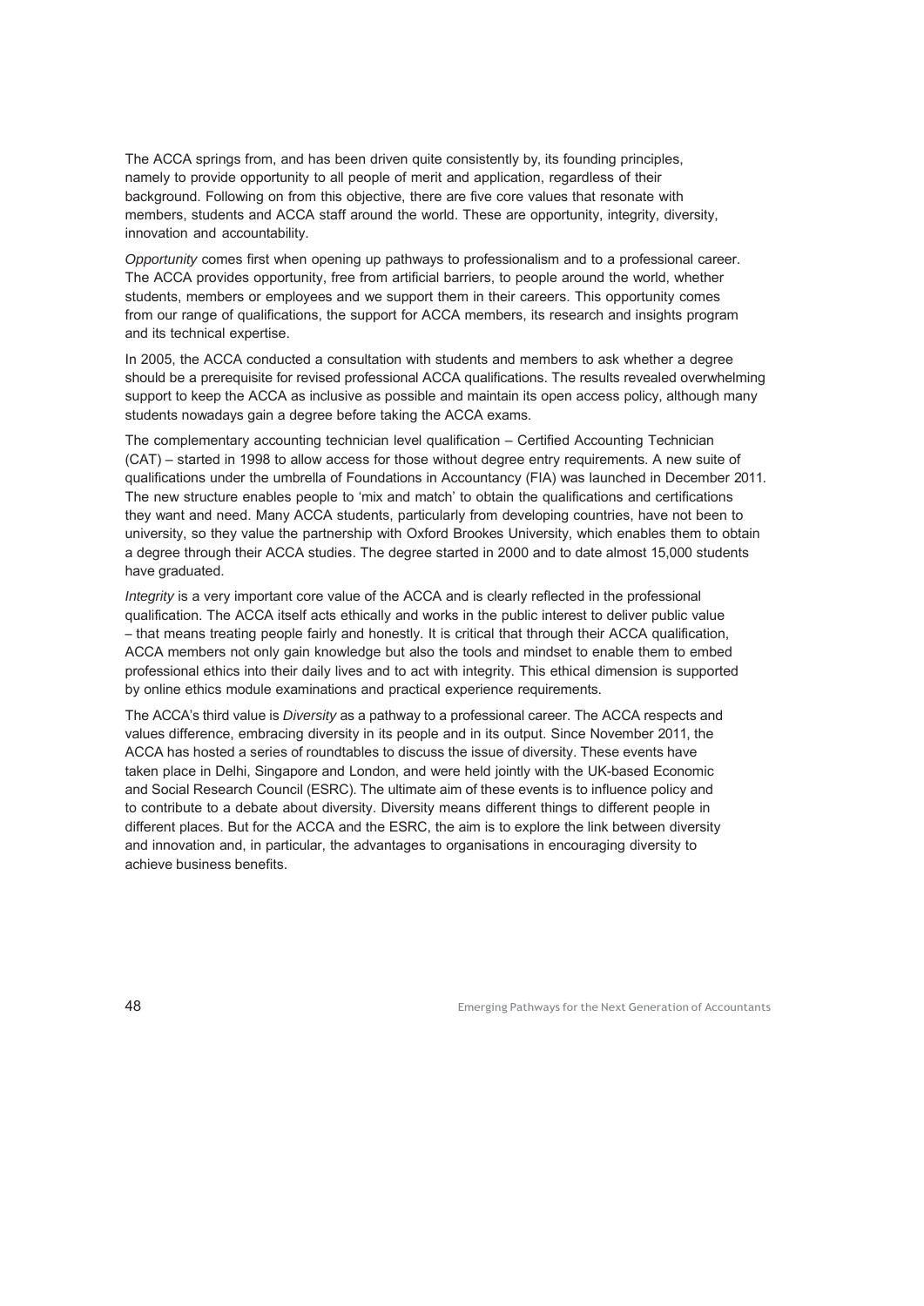The ACCA springs from, and has been driven quite consistently by, its founding principles, namely to provide opportunity to all people of merit and application, regardless of their background. Following on from this objective, there are five core values that resonate with members, students and ACCA staff around the world. These are opportunity, integrity, diversity, innovation and accountability.

*Opportunity* comes first when opening up pathways to professionalism and to a professional career. The ACCA provides opportunity, free from artificial barriers, to people around the world, whether students, members or employees and we support them in their careers. This opportunity comes from our range of qualifications, the support for ACCA members, its research and insights program and its technical expertise.

In 2005, the ACCA conducted a consultation with students and members to ask whether a degree should be a prerequisite for revised professional ACCA qualifications. The results revealed overwhelming support to keep the ACCA as inclusive as possible and maintain its open access policy, although many students nowadays gain a degree before taking the ACCA exams.

The complementary accounting technician level qualification – Certified Accounting Technician (CAT) – started in 1998 to allow access for those without degree entry requirements. A new suite of qualifications under the umbrella of Foundations in Accountancy (FIA) was launched in December 2011. The new structure enables people to 'mix and match' to obtain the qualifications and certifications they want and need. Many ACCA students, particularly from developing countries, have not been to university, so they value the partnership with Oxford Brookes University, which enables them to obtain a degree through their ACCA studies. The degree started in 2000 and to date almost 15,000 students have graduated.

*Integrity* is a very important core value of the ACCA and is clearly reflected in the professional qualification. The ACCA itself acts ethically and works in the public interest to deliver public value – that means treating people fairly and honestly. It is critical that through their ACCA qualification, ACCA members not only gain knowledge but also the tools and mindset to enable them to embed professional ethics into their daily lives and to act with integrity. This ethical dimension is supported by online ethics module examinations and practical experience requirements.

The ACCA's third value is *Diversity* as a pathway to a professional career. The ACCA respects and values difference, embracing diversity in its people and in its output. Since November 2011, the ACCA has hosted a series of roundtables to discuss the issue of diversity. These events have taken place in Delhi, Singapore and London, and were held jointly with the UK-based Economic and Social Research Council (ESRC). The ultimate aim of these events is to influence policy and to contribute to a debate about diversity. Diversity means different things to different people in different places. But for the ACCA and the ESRC, the aim is to explore the link between diversity and innovation and, in particular, the advantages to organisations in encouraging diversity to achieve business benefits.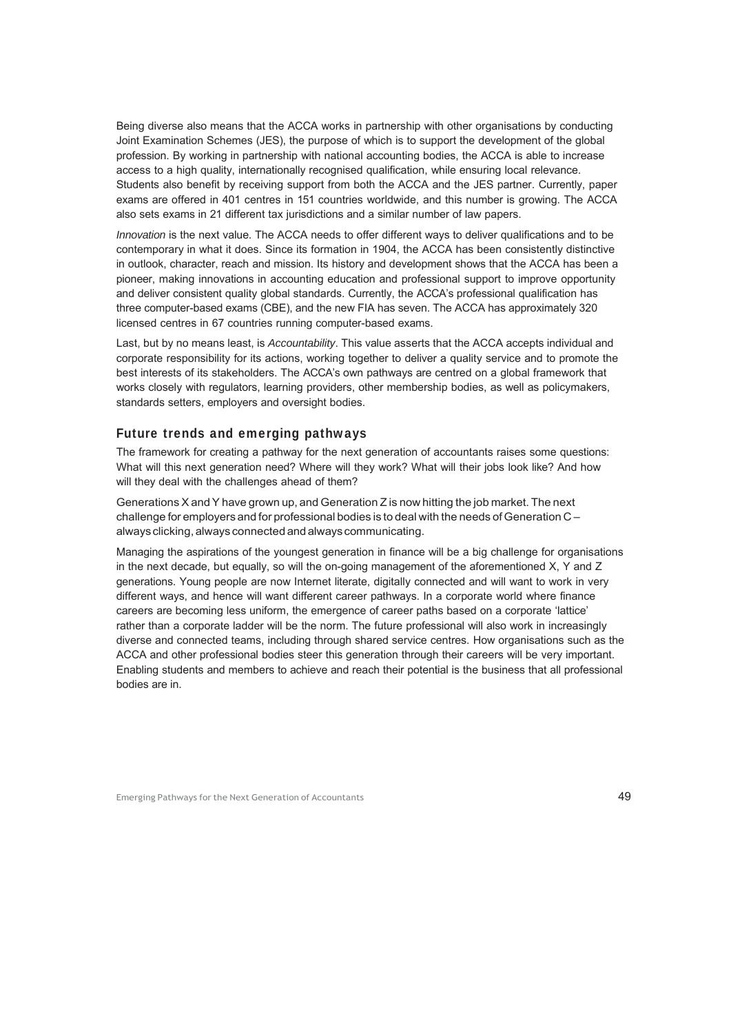Being diverse also means that the ACCA works in partnership with other organisations by conducting Joint Examination Schemes (JES), the purpose of which is to support the development of the global profession. By working in partnership with national accounting bodies, the ACCA is able to increase access to a high quality, internationally recognised qualification, while ensuring local relevance. Students also benefit by receiving support from both the ACCA and the JES partner. Currently, paper exams are offered in 401 centres in 151 countries worldwide, and this number is growing. The ACCA also sets exams in 21 different tax jurisdictions and a similar number of law papers.

*Innovation* is the next value. The ACCA needs to offer different ways to deliver qualifications and to be contemporary in what it does. Since its formation in 1904, the ACCA has been consistently distinctive in outlook, character, reach and mission. Its history and development shows that the ACCA has been a pioneer, making innovations in accounting education and professional support to improve opportunity and deliver consistent quality global standards. Currently, the ACCA's professional qualification has three computer-based exams (CBE), and the new FIA has seven. The ACCA has approximately 320 licensed centres in 67 countries running computer-based exams.

Last, but by no means least, is *Accountability*. This value asserts that the ACCA accepts individual and corporate responsibility for its actions, working together to deliver a quality service and to promote the best interests of its stakeholders. The ACCA's own pathways are centred on a global framework that works closely with regulators, learning providers, other membership bodies, as well as policymakers, standards setters, employers and oversight bodies.

## Future trends and emerging pathways

The framework for creating a pathway for the next generation of accountants raises some questions: What will this next generation need? Where will they work? What will their jobs look like? And how will they deal with the challenges ahead of them?

Generations X and Y have grown up, and Generation Z is now hitting the job market. The next challenge for employers and for professional bodies is to deal with the needs of Generation C – always clicking, always connected and always communicating.

Managing the aspirations of the youngest generation in finance will be a big challenge for organisations in the next decade, but equally, so will the on-going management of the aforementioned X, Y and Z generations. Young people are now Internet literate, digitally connected and will want to work in very different ways, and hence will want different career pathways. In a corporate world where finance careers are becoming less uniform, the emergence of career paths based on a corporate 'lattice' rather than a corporate ladder will be the norm. The future professional will also work in increasingly diverse and connected teams, including through shared service centres. How organisations such as the ACCA and other professional bodies steer this generation through their careers will be very important. Enabling students and members to achieve and reach their potential is the business that all professional bodies are in.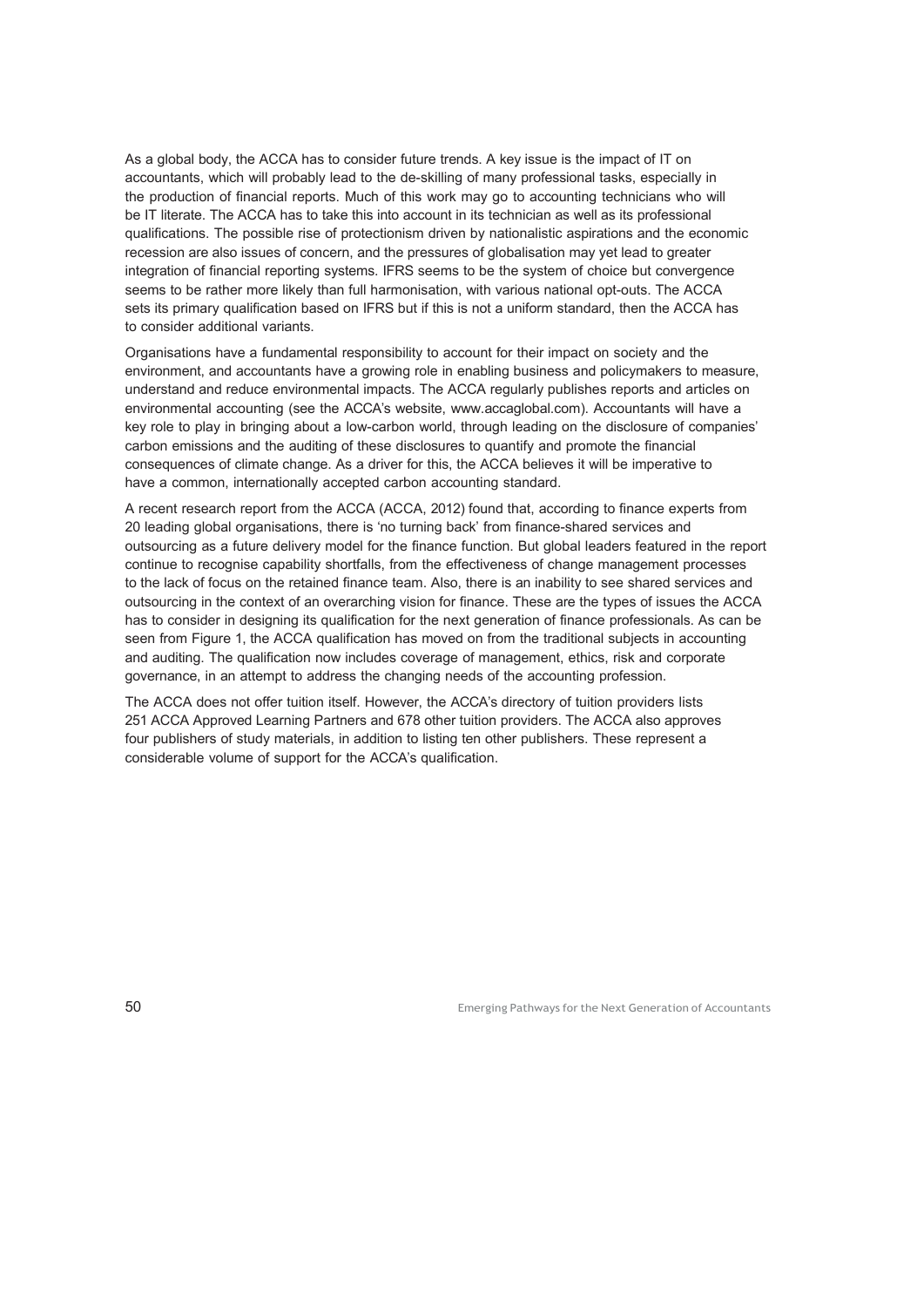As a global body, the ACCA has to consider future trends. A key issue is the impact of IT on accountants, which will probably lead to the de-skilling of many professional tasks, especially in the production of financial reports. Much of this work may go to accounting technicians who will be IT literate. The ACCA has to take this into account in its technician as well as its professional qualifications. The possible rise of protectionism driven by nationalistic aspirations and the economic recession are also issues of concern, and the pressures of globalisation may yet lead to greater integration of financial reporting systems. IFRS seems to be the system of choice but convergence seems to be rather more likely than full harmonisation, with various national opt-outs. The ACCA sets its primary qualification based on IFRS but if this is not a uniform standard, then the ACCA has to consider additional variants.

Organisations have a fundamental responsibility to account for their impact on society and the environment, and accountants have a growing role in enabling business and policymakers to measure, understand and reduce environmental impacts. The ACCA regularly publishes reports and articles on environmental accounting (see the ACCA's website, www.accaglobal.com). Accountants will have a key role to play in bringing about a low-carbon world, through leading on the disclosure of companies' carbon emissions and the auditing of these disclosures to quantify and promote the financial consequences of climate change. As a driver for this, the ACCA believes it will be imperative to have a common, internationally accepted carbon accounting standard.

A recent research report from the ACCA (ACCA, 2012) found that, according to finance experts from 20 leading global organisations, there is 'no turning back' from finance-shared services and outsourcing as a future delivery model for the finance function. But global leaders featured in the report continue to recognise capability shortfalls, from the effectiveness of change management processes to the lack of focus on the retained finance team. Also, there is an inability to see shared services and outsourcing in the context of an overarching vision for finance. These are the types of issues the ACCA has to consider in designing its qualification for the next generation of finance professionals. As can be seen from Figure 1, the ACCA qualification has moved on from the traditional subjects in accounting and auditing. The qualification now includes coverage of management, ethics, risk and corporate governance, in an attempt to address the changing needs of the accounting profession.

The ACCA does not offer tuition itself. However, the ACCA's directory of tuition providers lists 251 ACCA Approved Learning Partners and 678 other tuition providers. The ACCA also approves four publishers of study materials, in addition to listing ten other publishers. These represent a considerable volume of support for the ACCA's qualification.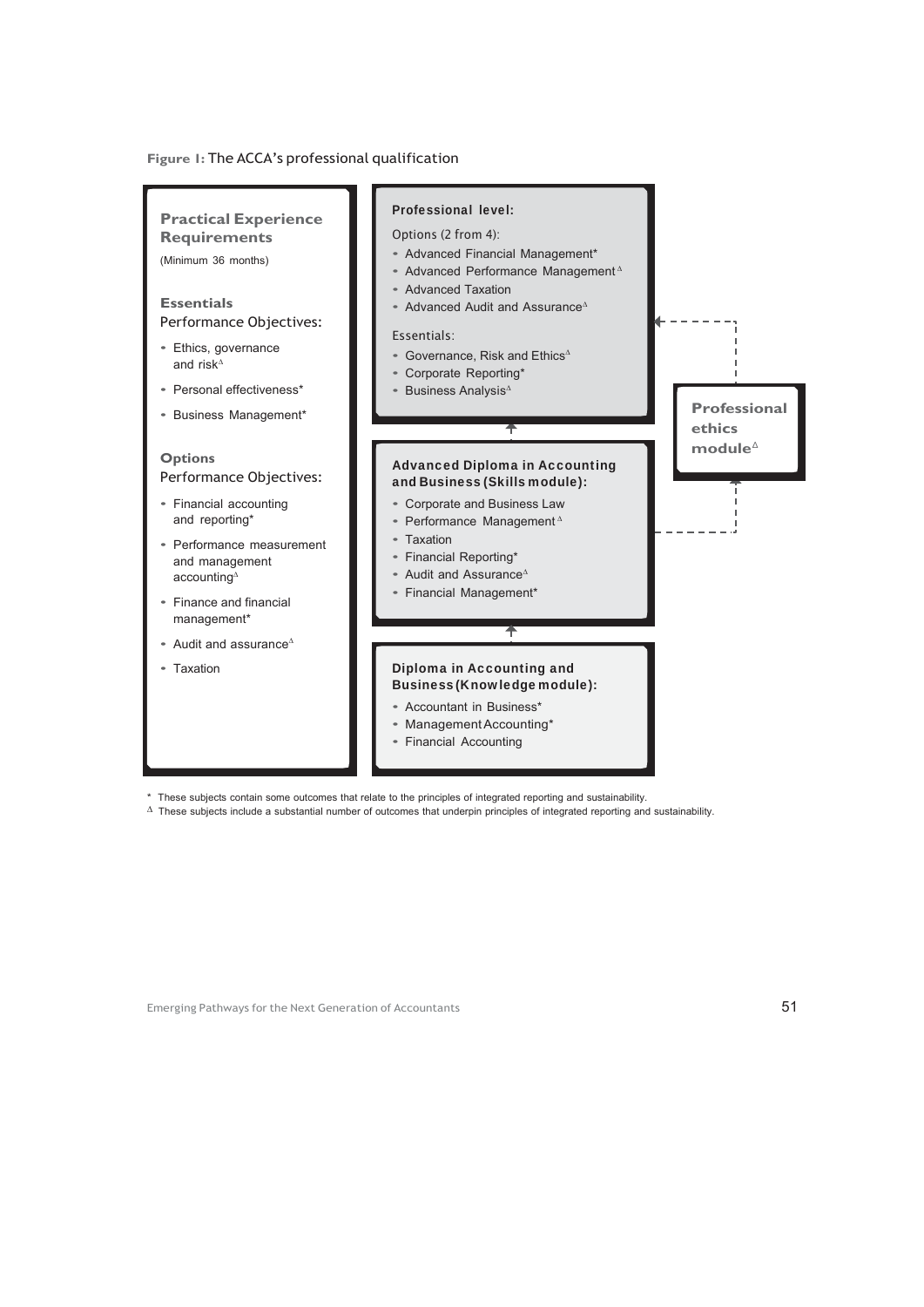**Figure 1:** The ACCA's professional qualification

**Practical Experience Requirements**
(Minimum 36 months)

**Essentials**
Performance Objectives:

- Ethics, governance and risk[Δ]
- Personal effectiveness*
- Business Management*

**Options**
Performance Objectives:

- Financial accounting and reporting*
- Performance measurement and management accounting[Δ]
- Finance and financial management*
- Audit and assurance[Δ]
- Taxation

**Professional level:**

Options (2 from 4):

- Advanced Financial Management*
- Advanced Performance Management[Δ]
- Advanced Taxation
- Advanced Audit and Assurance[Δ]

Essentials:

- Governance, Risk and Ethics[Δ]
- Corporate Reporting*
- Business Analysis[Δ]

**Advanced Diploma in Accounting and Business (Skills module):**

- Corporate and Business Law
- Performance Management[Δ]
- Taxation
- Financial Reporting*
- Audit and Assurance[Δ]
- Financial Management*

**Diploma in Accounting and Business (Knowledge module):**

- Accountant in Business*
- Management Accounting*
- Financial Accounting

**Professional ethics module**[Δ]

\* These subjects contain some outcomes that relate to the principles of integrated reporting and sustainability.
Δ These subjects include a substantial number of outcomes that underpin principles of integrated reporting and sustainability.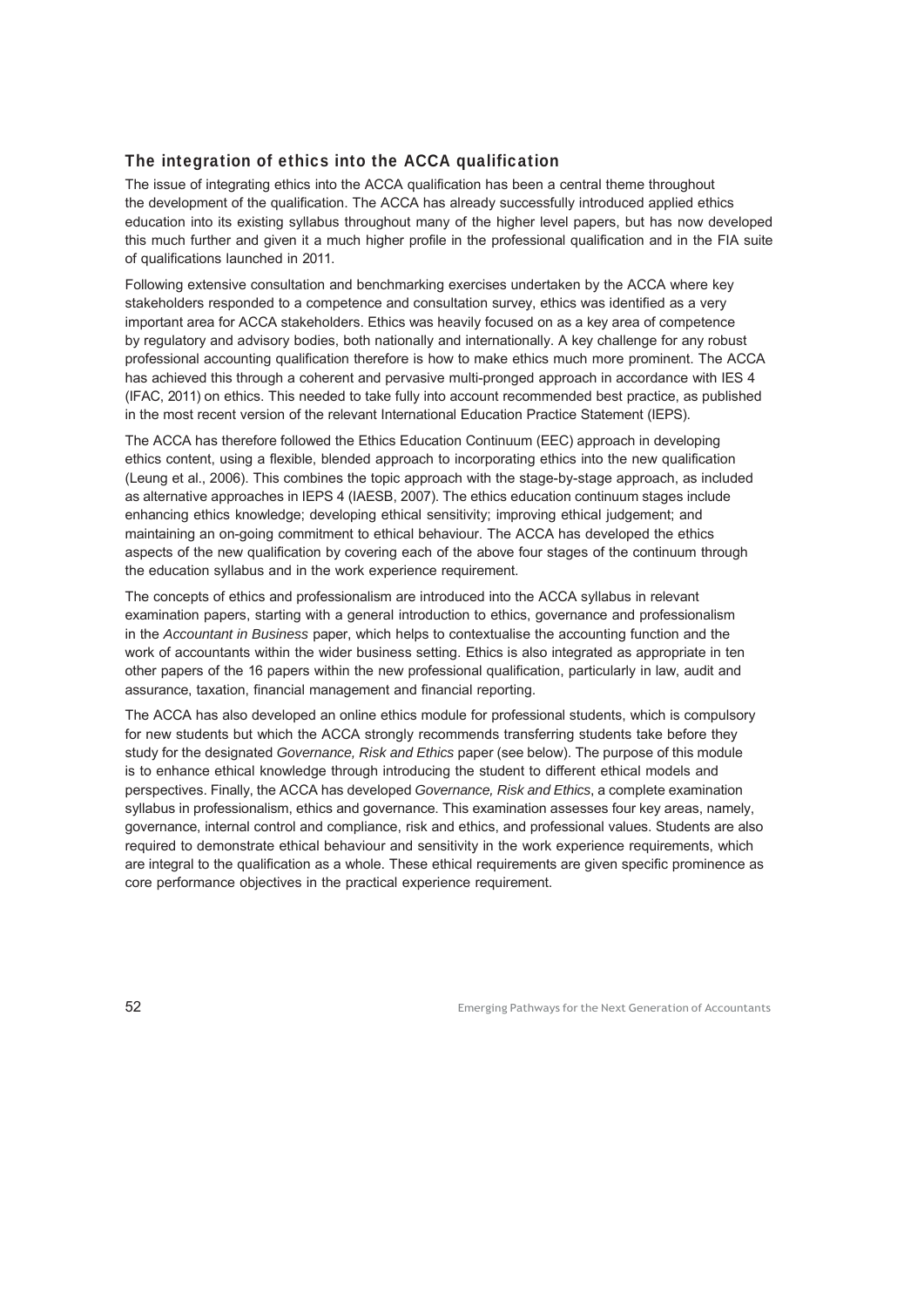## The integration of ethics into the ACCA qualification

The issue of integrating ethics into the ACCA qualification has been a central theme throughout the development of the qualification. The ACCA has already successfully introduced applied ethics education into its existing syllabus throughout many of the higher level papers, but has now developed this much further and given it a much higher profile in the professional qualification and in the FIA suite of qualifications launched in 2011.

Following extensive consultation and benchmarking exercises undertaken by the ACCA where key stakeholders responded to a competence and consultation survey, ethics was identified as a very important area for ACCA stakeholders. Ethics was heavily focused on as a key area of competence by regulatory and advisory bodies, both nationally and internationally. A key challenge for any robust professional accounting qualification therefore is how to make ethics much more prominent. The ACCA has achieved this through a coherent and pervasive multi-pronged approach in accordance with IES 4 (IFAC, 2011) on ethics. This needed to take fully into account recommended best practice, as published in the most recent version of the relevant International Education Practice Statement (IEPS).

The ACCA has therefore followed the Ethics Education Continuum (EEC) approach in developing ethics content, using a flexible, blended approach to incorporating ethics into the new qualification (Leung et al., 2006). This combines the topic approach with the stage-by-stage approach, as included as alternative approaches in IEPS 4 (IAESB, 2007). The ethics education continuum stages include enhancing ethics knowledge; developing ethical sensitivity; improving ethical judgement; and maintaining an on-going commitment to ethical behaviour. The ACCA has developed the ethics aspects of the new qualification by covering each of the above four stages of the continuum through the education syllabus and in the work experience requirement.

The concepts of ethics and professionalism are introduced into the ACCA syllabus in relevant examination papers, starting with a general introduction to ethics, governance and professionalism in the *Accountant in Business* paper, which helps to contextualise the accounting function and the work of accountants within the wider business setting. Ethics is also integrated as appropriate in ten other papers of the 16 papers within the new professional qualification, particularly in law, audit and assurance, taxation, financial management and financial reporting.

The ACCA has also developed an online ethics module for professional students, which is compulsory for new students but which the ACCA strongly recommends transferring students take before they study for the designated *Governance, Risk and Ethics* paper (see below). The purpose of this module is to enhance ethical knowledge through introducing the student to different ethical models and perspectives. Finally, the ACCA has developed *Governance, Risk and Ethics*, a complete examination syllabus in professionalism, ethics and governance. This examination assesses four key areas, namely, governance, internal control and compliance, risk and ethics, and professional values. Students are also required to demonstrate ethical behaviour and sensitivity in the work experience requirements, which are integral to the qualification as a whole. These ethical requirements are given specific prominence as core performance objectives in the practical experience requirement.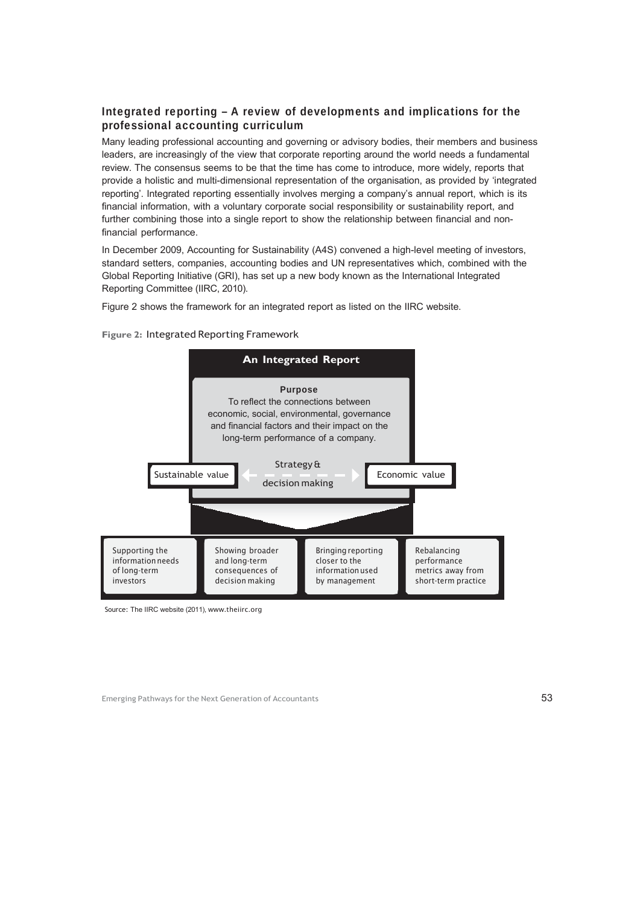## Integrated reporting – A review of developments and implications for the professional accounting curriculum

Many leading professional accounting and governing or advisory bodies, their members and business leaders, are increasingly of the view that corporate reporting around the world needs a fundamental review. The consensus seems to be that the time has come to introduce, more widely, reports that provide a holistic and multi-dimensional representation of the organisation, as provided by 'integrated reporting'. Integrated reporting essentially involves merging a company's annual report, which is its financial information, with a voluntary corporate social responsibility or sustainability report, and further combining those into a single report to show the relationship between financial and non-financial performance.

In December 2009, Accounting for Sustainability (A4S) convened a high-level meeting of investors, standard setters, companies, accounting bodies and UN representatives which, combined with the Global Reporting Initiative (GRI), has set up a new body known as the International Integrated Reporting Committee (IIRC, 2010).

Figure 2 shows the framework for an integrated report as listed on the IIRC website.

**Figure 2:** Integrated Reporting Framework

**An Integrated Report**

**Purpose**
To reflect the connections between economic, social, environmental, governance and financial factors and their impact on the long-term performance of a company.

Sustainable value ← Strategy & decision making → Economic value

- Supporting the information needs of long-term investors
- Showing broader and long-term consequences of decision making
- Bringing reporting closer to the information used by management
- Rebalancing performance metrics away from short-term practice

Source: The IIRC website (2011), www.theiirc.org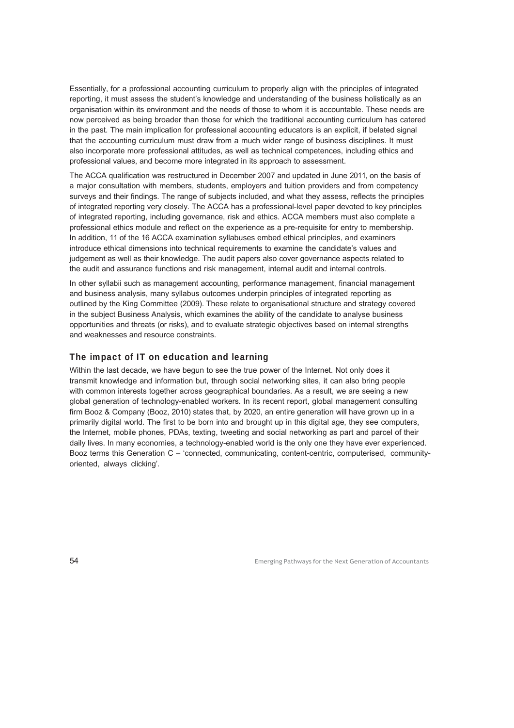Essentially, for a professional accounting curriculum to properly align with the principles of integrated reporting, it must assess the student's knowledge and understanding of the business holistically as an organisation within its environment and the needs of those to whom it is accountable. These needs are now perceived as being broader than those for which the traditional accounting curriculum has catered in the past. The main implication for professional accounting educators is an explicit, if belated signal that the accounting curriculum must draw from a much wider range of business disciplines. It must also incorporate more professional attitudes, as well as technical competences, including ethics and professional values, and become more integrated in its approach to assessment.

The ACCA qualification was restructured in December 2007 and updated in June 2011, on the basis of a major consultation with members, students, employers and tuition providers and from competency surveys and their findings. The range of subjects included, and what they assess, reflects the principles of integrated reporting very closely. The ACCA has a professional-level paper devoted to key principles of integrated reporting, including governance, risk and ethics. ACCA members must also complete a professional ethics module and reflect on the experience as a pre-requisite for entry to membership. In addition, 11 of the 16 ACCA examination syllabuses embed ethical principles, and examiners introduce ethical dimensions into technical requirements to examine the candidate's values and judgement as well as their knowledge. The audit papers also cover governance aspects related to the audit and assurance functions and risk management, internal audit and internal controls.

In other syllabii such as management accounting, performance management, financial management and business analysis, many syllabus outcomes underpin principles of integrated reporting as outlined by the King Committee (2009). These relate to organisational structure and strategy covered in the subject Business Analysis, which examines the ability of the candidate to analyse business opportunities and threats (or risks), and to evaluate strategic objectives based on internal strengths and weaknesses and resource constraints.

## The impact of IT on education and learning

Within the last decade, we have begun to see the true power of the Internet. Not only does it transmit knowledge and information but, through social networking sites, it can also bring people with common interests together across geographical boundaries. As a result, we are seeing a new global generation of technology-enabled workers. In its recent report, global management consulting firm Booz & Company (Booz, 2010) states that, by 2020, an entire generation will have grown up in a primarily digital world. The first to be born into and brought up in this digital age, they see computers, the Internet, mobile phones, PDAs, texting, tweeting and social networking as part and parcel of their daily lives. In many economies, a technology-enabled world is the only one they have ever experienced. Booz terms this Generation C – 'connected, communicating, content-centric, computerised, community-oriented, always clicking'.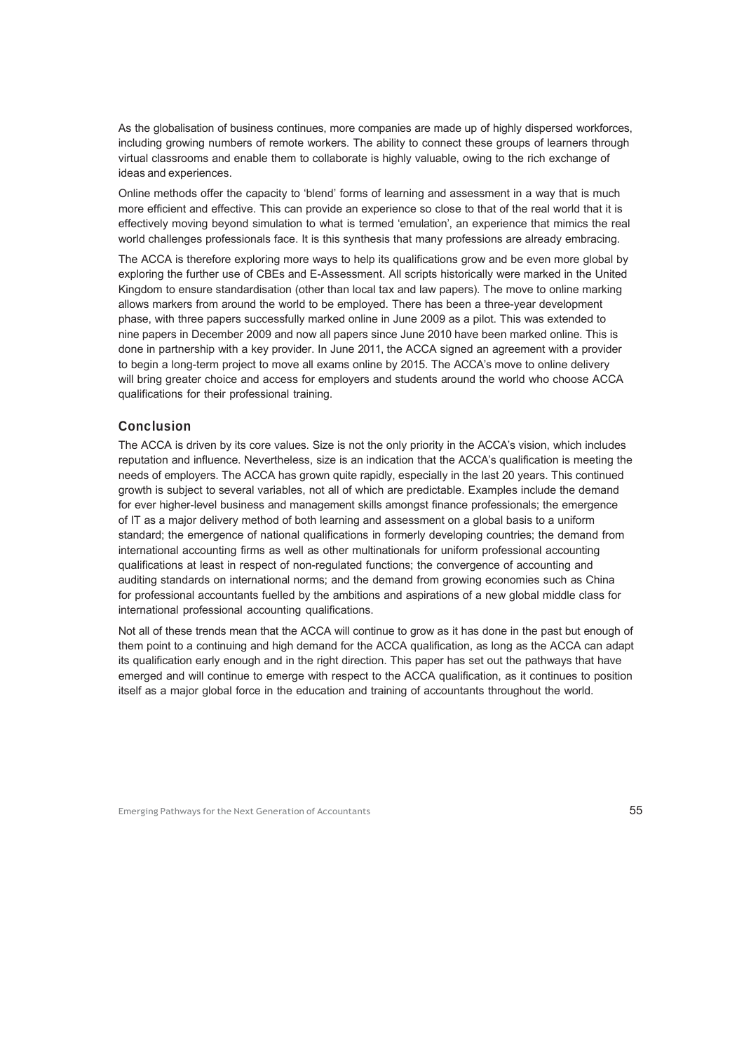As the globalisation of business continues, more companies are made up of highly dispersed workforces, including growing numbers of remote workers. The ability to connect these groups of learners through virtual classrooms and enable them to collaborate is highly valuable, owing to the rich exchange of ideas and experiences.

Online methods offer the capacity to 'blend' forms of learning and assessment in a way that is much more efficient and effective. This can provide an experience so close to that of the real world that it is effectively moving beyond simulation to what is termed 'emulation', an experience that mimics the real world challenges professionals face. It is this synthesis that many professions are already embracing.

The ACCA is therefore exploring more ways to help its qualifications grow and be even more global by exploring the further use of CBEs and E-Assessment. All scripts historically were marked in the United Kingdom to ensure standardisation (other than local tax and law papers). The move to online marking allows markers from around the world to be employed. There has been a three-year development phase, with three papers successfully marked online in June 2009 as a pilot. This was extended to nine papers in December 2009 and now all papers since June 2010 have been marked online. This is done in partnership with a key provider. In June 2011, the ACCA signed an agreement with a provider to begin a long-term project to move all exams online by 2015. The ACCA's move to online delivery will bring greater choice and access for employers and students around the world who choose ACCA qualifications for their professional training.

## Conclusion

The ACCA is driven by its core values. Size is not the only priority in the ACCA's vision, which includes reputation and influence. Nevertheless, size is an indication that the ACCA's qualification is meeting the needs of employers. The ACCA has grown quite rapidly, especially in the last 20 years. This continued growth is subject to several variables, not all of which are predictable. Examples include the demand for ever higher-level business and management skills amongst finance professionals; the emergence of IT as a major delivery method of both learning and assessment on a global basis to a uniform standard; the emergence of national qualifications in formerly developing countries; the demand from international accounting firms as well as other multinationals for uniform professional accounting qualifications at least in respect of non-regulated functions; the convergence of accounting and auditing standards on international norms; and the demand from growing economies such as China for professional accountants fuelled by the ambitions and aspirations of a new global middle class for international professional accounting qualifications.

Not all of these trends mean that the ACCA will continue to grow as it has done in the past but enough of them point to a continuing and high demand for the ACCA qualification, as long as the ACCA can adapt its qualification early enough and in the right direction. This paper has set out the pathways that have emerged and will continue to emerge with respect to the ACCA qualification, as it continues to position itself as a major global force in the education and training of accountants throughout the world.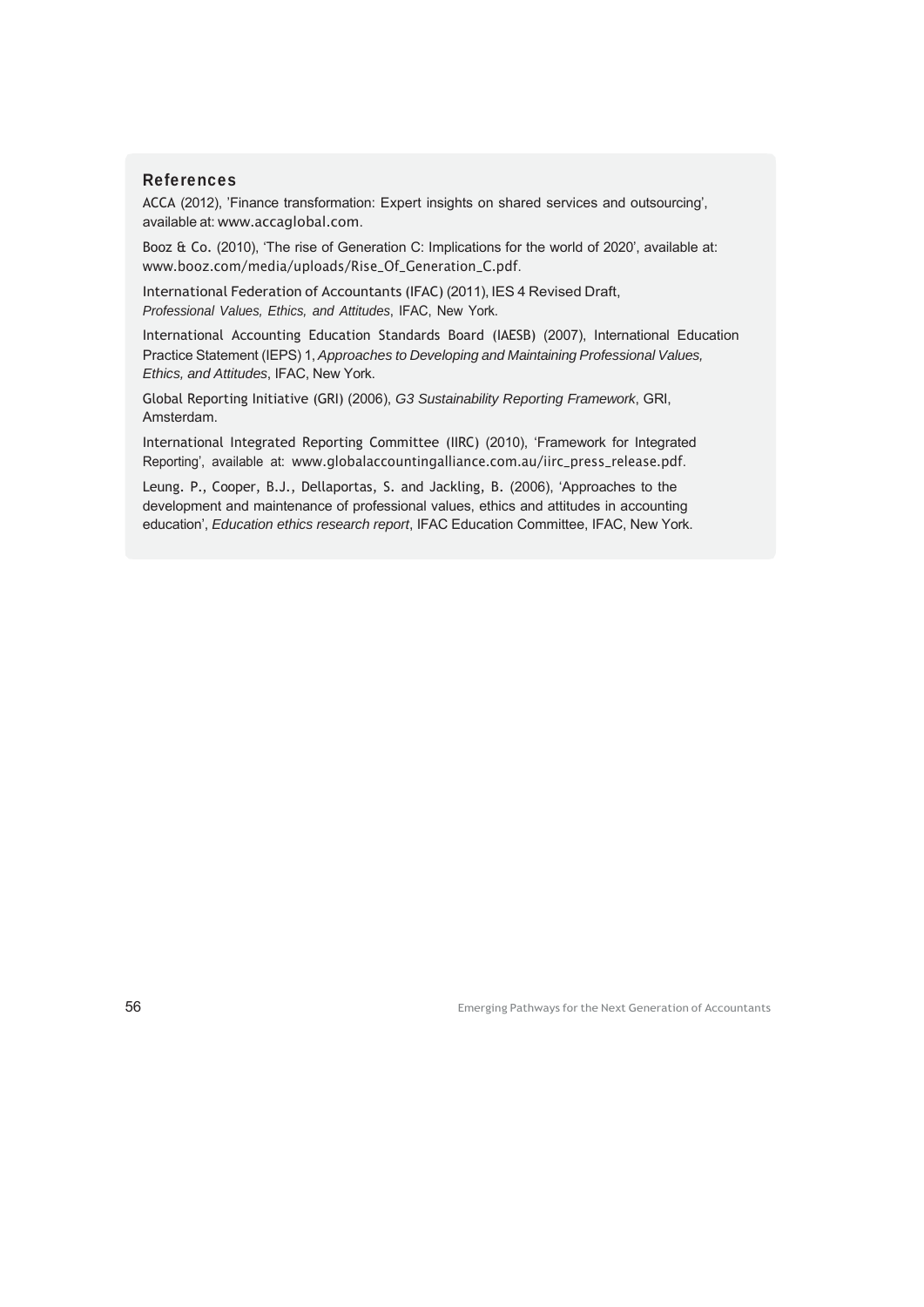## References

ACCA (2012), 'Finance transformation: Expert insights on shared services and outsourcing', available at: www.accaglobal.com.

Booz & Co. (2010), 'The rise of Generation C: Implications for the world of 2020', available at: www.booz.com/media/uploads/Rise_Of_Generation_C.pdf.

International Federation of Accountants (IFAC) (2011), IES 4 Revised Draft, *Professional Values, Ethics, and Attitudes*, IFAC, New York.

International Accounting Education Standards Board (IAESB) (2007), International Education Practice Statement (IEPS) 1, *Approaches to Developing and Maintaining Professional Values, Ethics, and Attitudes*, IFAC, New York.

Global Reporting Initiative (GRI) (2006), *G3 Sustainability Reporting Framework*, GRI, Amsterdam.

International Integrated Reporting Committee (IIRC) (2010), 'Framework for Integrated Reporting', available at: www.globalaccountingalliance.com.au/iirc_press_release.pdf.

Leung. P., Cooper, B.J., Dellaportas, S. and Jackling, B. (2006), 'Approaches to the development and maintenance of professional values, ethics and attitudes in accounting education', *Education ethics research report*, IFAC Education Committee, IFAC, New York.